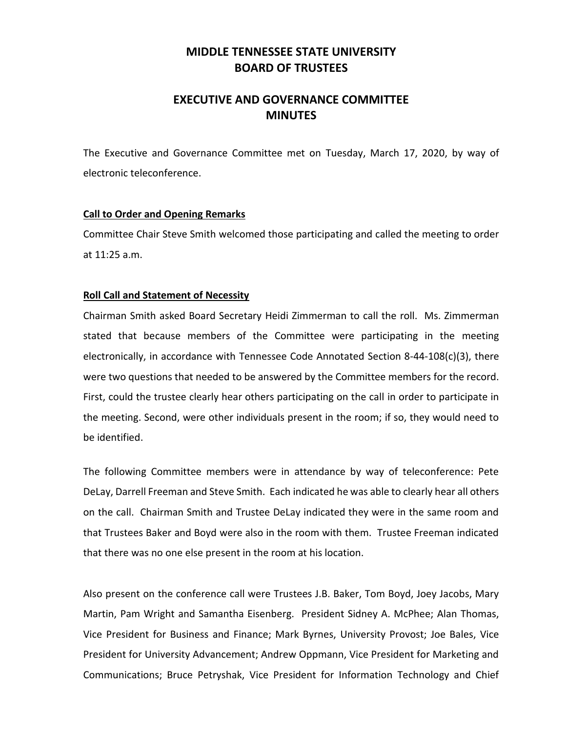# MIDDLE TENNESSEE STATE UNIVERSITY
# BOARD OF TRUSTEES

## EXECUTIVE AND GOVERNANCE COMMITTEE
## MINUTES

The Executive and Governance Committee met on Tuesday, March 17, 2020, by way of electronic teleconference.

### Call to Order and Opening Remarks

Committee Chair Steve Smith welcomed those participating and called the meeting to order at 11:25 a.m.

### Roll Call and Statement of Necessity

Chairman Smith asked Board Secretary Heidi Zimmerman to call the roll. Ms. Zimmerman stated that because members of the Committee were participating in the meeting electronically, in accordance with Tennessee Code Annotated Section 8-44-108(c)(3), there were two questions that needed to be answered by the Committee members for the record. First, could the trustee clearly hear others participating on the call in order to participate in the meeting. Second, were other individuals present in the room; if so, they would need to be identified.

The following Committee members were in attendance by way of teleconference: Pete DeLay, Darrell Freeman and Steve Smith. Each indicated he was able to clearly hear all others on the call. Chairman Smith and Trustee DeLay indicated they were in the same room and that Trustees Baker and Boyd were also in the room with them. Trustee Freeman indicated that there was no one else present in the room at his location.

Also present on the conference call were Trustees J.B. Baker, Tom Boyd, Joey Jacobs, Mary Martin, Pam Wright and Samantha Eisenberg. President Sidney A. McPhee; Alan Thomas, Vice President for Business and Finance; Mark Byrnes, University Provost; Joe Bales, Vice President for University Advancement; Andrew Oppmann, Vice President for Marketing and Communications; Bruce Petryshak, Vice President for Information Technology and Chief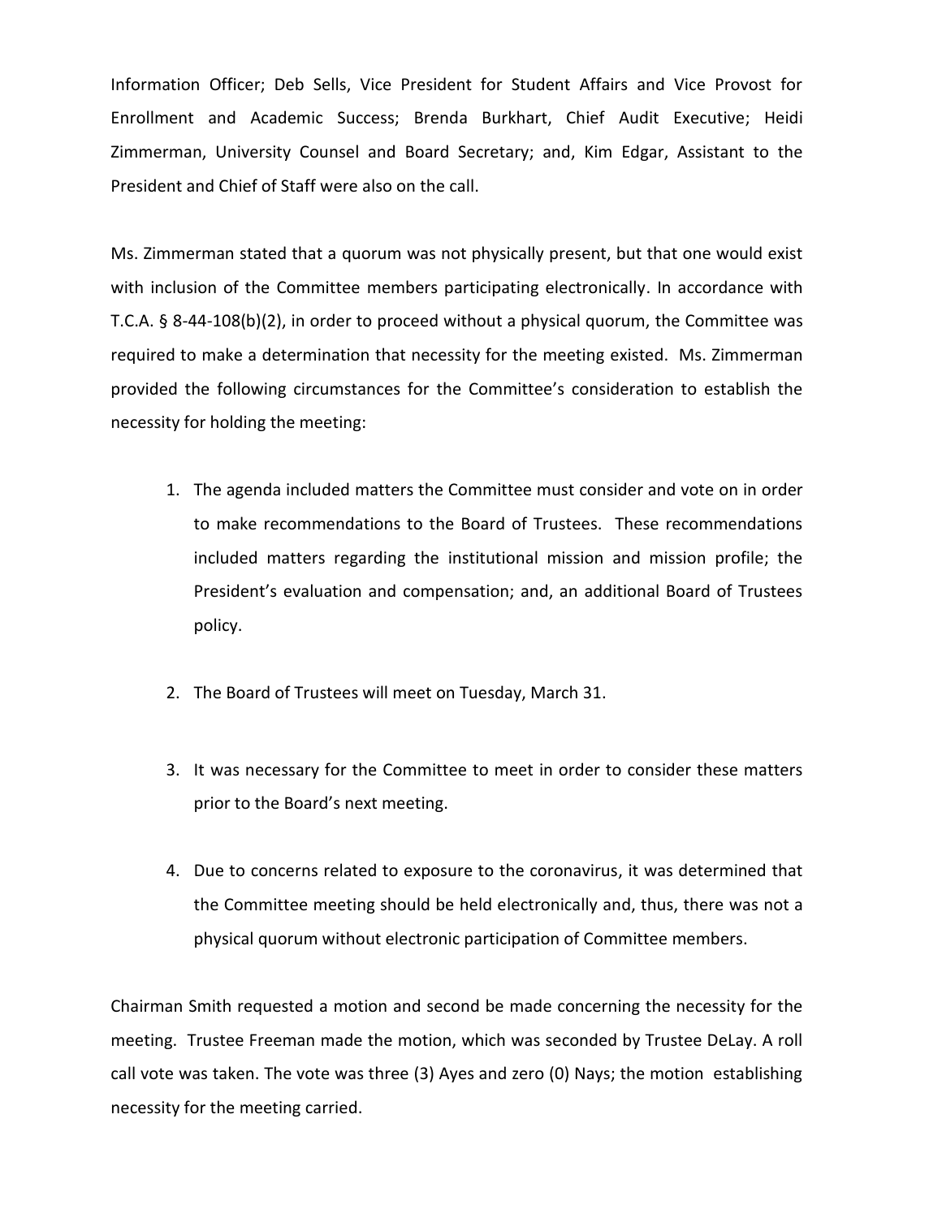Information Officer; Deb Sells, Vice President for Student Affairs and Vice Provost for Enrollment and Academic Success; Brenda Burkhart, Chief Audit Executive; Heidi Zimmerman, University Counsel and Board Secretary; and, Kim Edgar, Assistant to the President and Chief of Staff were also on the call.

Ms. Zimmerman stated that a quorum was not physically present, but that one would exist with inclusion of the Committee members participating electronically. In accordance with T.C.A. § 8-44-108(b)(2), in order to proceed without a physical quorum, the Committee was required to make a determination that necessity for the meeting existed. Ms. Zimmerman provided the following circumstances for the Committee's consideration to establish the necessity for holding the meeting:

1. The agenda included matters the Committee must consider and vote on in order to make recommendations to the Board of Trustees. These recommendations included matters regarding the institutional mission and mission profile; the President's evaluation and compensation; and, an additional Board of Trustees policy.

2. The Board of Trustees will meet on Tuesday, March 31.

3. It was necessary for the Committee to meet in order to consider these matters prior to the Board's next meeting.

4. Due to concerns related to exposure to the coronavirus, it was determined that the Committee meeting should be held electronically and, thus, there was not a physical quorum without electronic participation of Committee members.

Chairman Smith requested a motion and second be made concerning the necessity for the meeting. Trustee Freeman made the motion, which was seconded by Trustee DeLay. A roll call vote was taken. The vote was three (3) Ayes and zero (0) Nays; the motion establishing necessity for the meeting carried.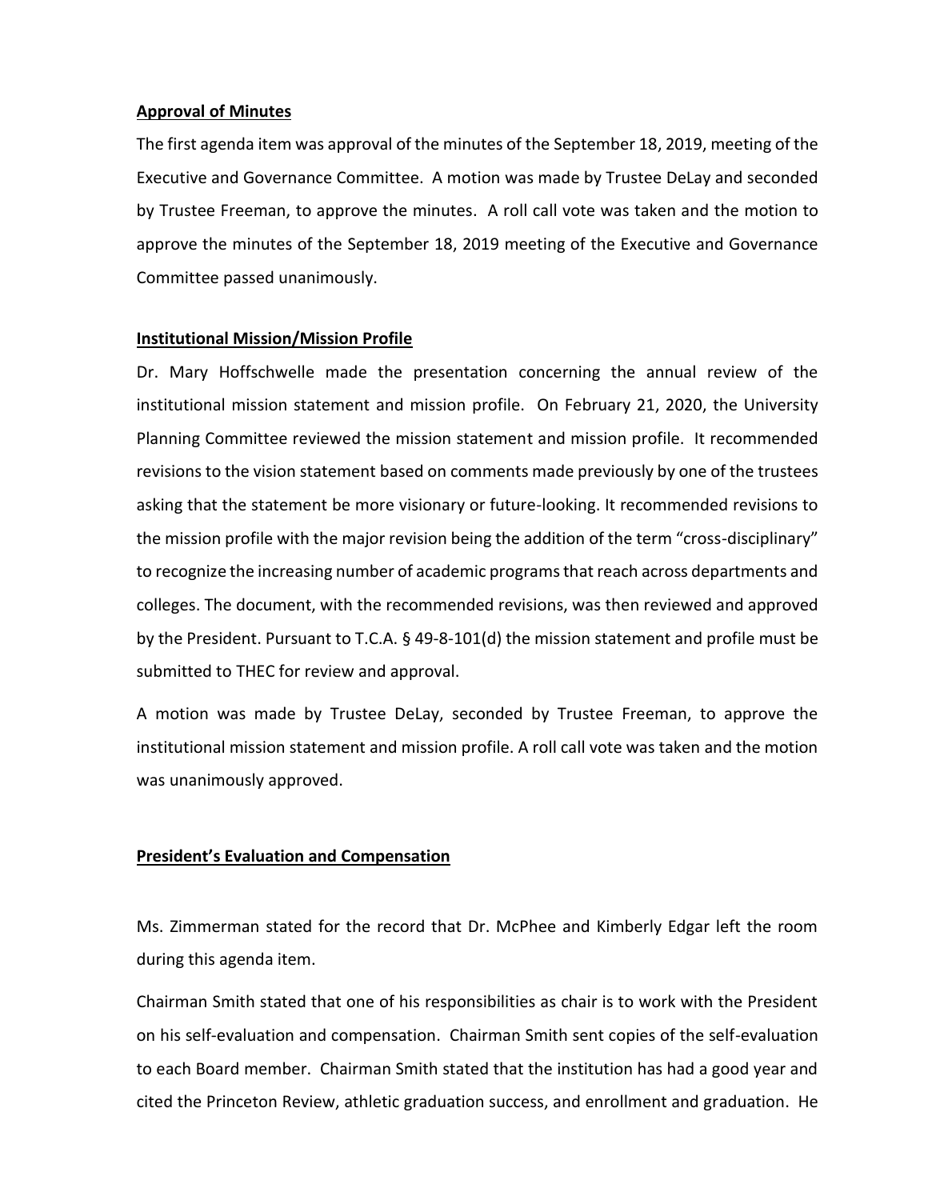**Approval of Minutes**

The first agenda item was approval of the minutes of the September 18, 2019, meeting of the Executive and Governance Committee. A motion was made by Trustee DeLay and seconded by Trustee Freeman, to approve the minutes. A roll call vote was taken and the motion to approve the minutes of the September 18, 2019 meeting of the Executive and Governance Committee passed unanimously.

**Institutional Mission/Mission Profile**

Dr. Mary Hoffschwelle made the presentation concerning the annual review of the institutional mission statement and mission profile. On February 21, 2020, the University Planning Committee reviewed the mission statement and mission profile. It recommended revisions to the vision statement based on comments made previously by one of the trustees asking that the statement be more visionary or future-looking. It recommended revisions to the mission profile with the major revision being the addition of the term "cross-disciplinary" to recognize the increasing number of academic programs that reach across departments and colleges. The document, with the recommended revisions, was then reviewed and approved by the President. Pursuant to T.C.A. § 49-8-101(d) the mission statement and profile must be submitted to THEC for review and approval.

A motion was made by Trustee DeLay, seconded by Trustee Freeman, to approve the institutional mission statement and mission profile. A roll call vote was taken and the motion was unanimously approved.

**President's Evaluation and Compensation**

Ms. Zimmerman stated for the record that Dr. McPhee and Kimberly Edgar left the room during this agenda item.

Chairman Smith stated that one of his responsibilities as chair is to work with the President on his self-evaluation and compensation. Chairman Smith sent copies of the self-evaluation to each Board member. Chairman Smith stated that the institution has had a good year and cited the Princeton Review, athletic graduation success, and enrollment and graduation. He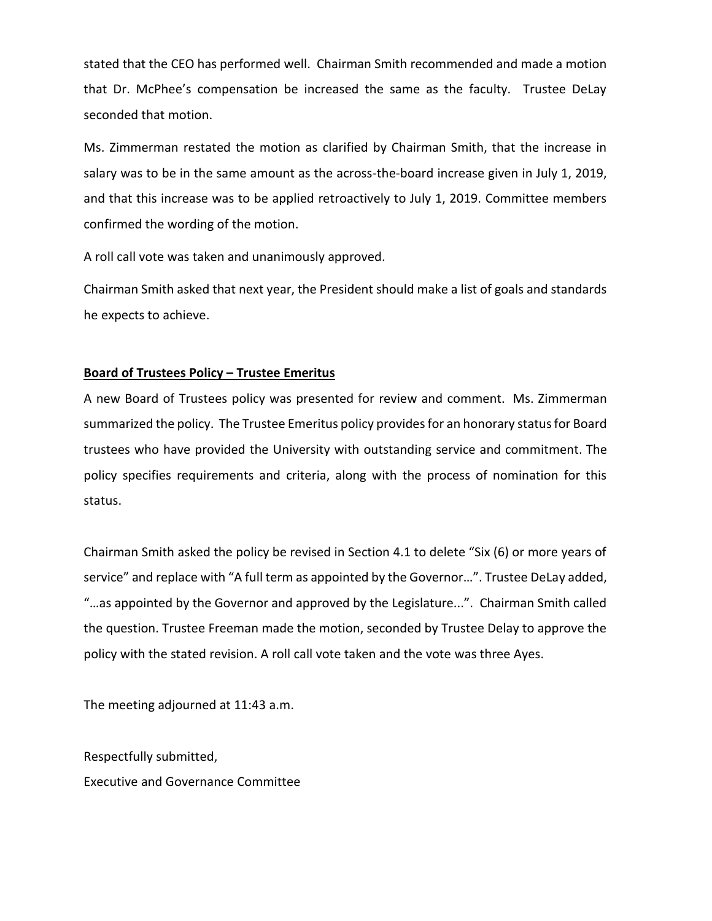stated that the CEO has performed well. Chairman Smith recommended and made a motion that Dr. McPhee's compensation be increased the same as the faculty. Trustee DeLay seconded that motion.

Ms. Zimmerman restated the motion as clarified by Chairman Smith, that the increase in salary was to be in the same amount as the across-the-board increase given in July 1, 2019, and that this increase was to be applied retroactively to July 1, 2019. Committee members confirmed the wording of the motion.

A roll call vote was taken and unanimously approved.

Chairman Smith asked that next year, the President should make a list of goals and standards he expects to achieve.

**Board of Trustees Policy – Trustee Emeritus**

A new Board of Trustees policy was presented for review and comment. Ms. Zimmerman summarized the policy. The Trustee Emeritus policy provides for an honorary status for Board trustees who have provided the University with outstanding service and commitment. The policy specifies requirements and criteria, along with the process of nomination for this status.

Chairman Smith asked the policy be revised in Section 4.1 to delete "Six (6) or more years of service" and replace with "A full term as appointed by the Governor…". Trustee DeLay added, "…as appointed by the Governor and approved by the Legislature...". Chairman Smith called the question. Trustee Freeman made the motion, seconded by Trustee Delay to approve the policy with the stated revision. A roll call vote taken and the vote was three Ayes.

The meeting adjourned at 11:43 a.m.

Respectfully submitted,
Executive and Governance Committee